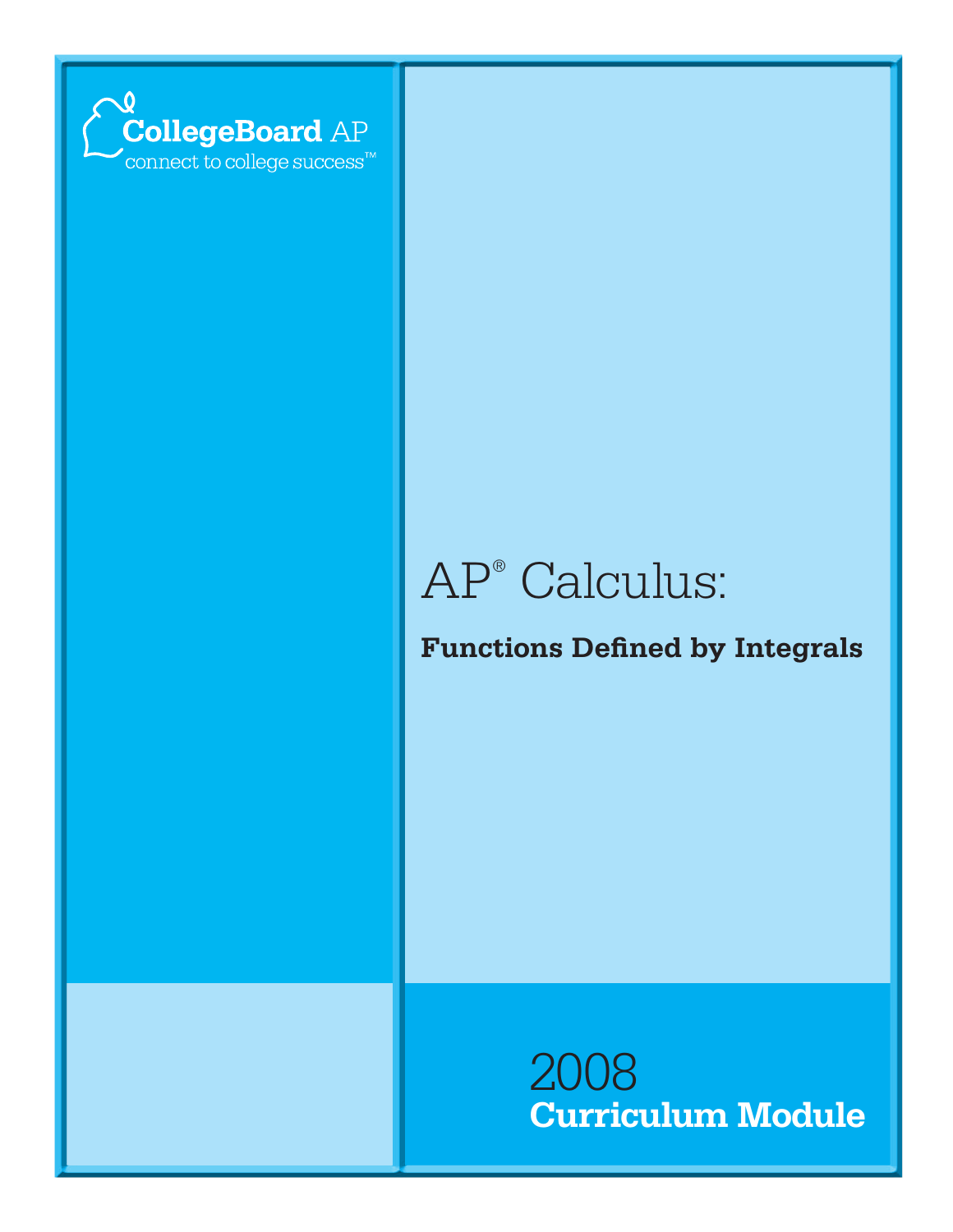CollegeBoard AP

connect to college success™

# AP® Calculus:

## Functions Defined by Integrals

2008

**Curriculum Module**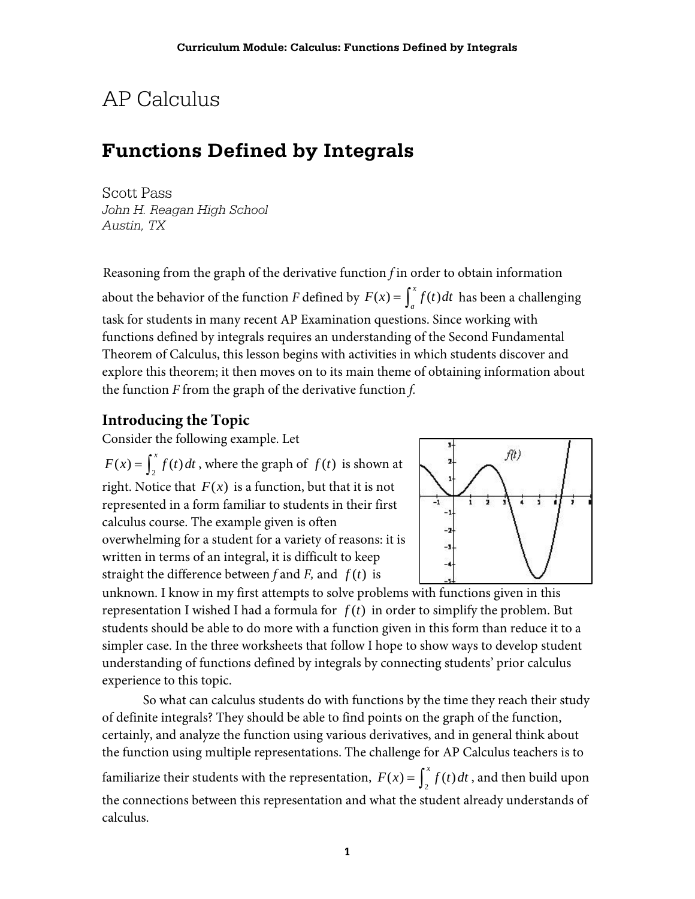# AP Calculus

## Functions Defined by Integrals

Scott Pass
*John H. Reagan High School*
*Austin, TX*

Reasoning from the graph of the derivative function *f* in order to obtain information about the behavior of the function *F* defined by $F(x) = \int_a^x f(t)\,dt$ has been a challenging task for students in many recent AP Examination questions. Since working with functions defined by integrals requires an understanding of the Second Fundamental Theorem of Calculus, this lesson begins with activities in which students discover and explore this theorem; it then moves on to its main theme of obtaining information about the function *F* from the graph of the derivative function *f.*

### Introducing the Topic

Consider the following example. Let $F(x) = \int_2^x f(t)\,dt$, where the graph of $f(t)$ is shown at right. Notice that $F(x)$ is a function, but that it is not represented in a form familiar to students in their first calculus course. The example given is often overwhelming for a student for a variety of reasons: it is written in terms of an integral, it is difficult to keep straight the difference between *f* and *F,* and $f(t)$ is unknown. I know in my first attempts to solve problems with functions given in this representation I wished I had a formula for $f(t)$ in order to simplify the problem. But students should be able to do more with a function given in this form than reduce it to a simpler case. In the three worksheets that follow I hope to show ways to develop student understanding of functions defined by integrals by connecting students' prior calculus experience to this topic.

f(t)

3
2
1
-1
-2
-3
-4
-5
-1
1
2
3
4
5
6
7
8

So what can calculus students do with functions by the time they reach their study of definite integrals? They should be able to find points on the graph of the function, certainly, and analyze the function using various derivatives, and in general think about the function using multiple representations. The challenge for AP Calculus teachers is to familiarize their students with the representation, $F(x) = \int_2^x f(t)\,dt$, and then build upon the connections between this representation and what the student already understands of calculus.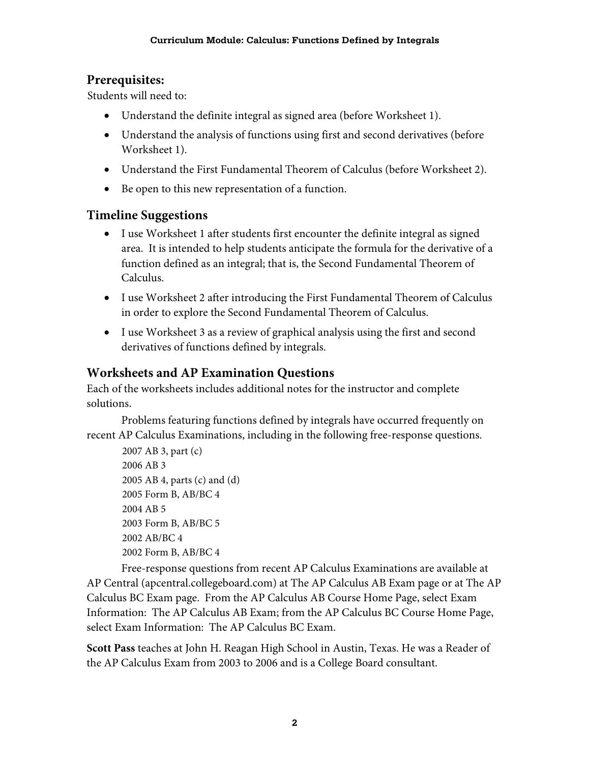## Prerequisites:

Students will need to:

- Understand the definite integral as signed area (before Worksheet 1).
- Understand the analysis of functions using first and second derivatives (before Worksheet 1).
- Understand the First Fundamental Theorem of Calculus (before Worksheet 2).
- Be open to this new representation of a function.

## Timeline Suggestions

- I use Worksheet 1 after students first encounter the definite integral as signed area. It is intended to help students anticipate the formula for the derivative of a function defined as an integral; that is, the Second Fundamental Theorem of Calculus.
- I use Worksheet 2 after introducing the First Fundamental Theorem of Calculus in order to explore the Second Fundamental Theorem of Calculus.
- I use Worksheet 3 as a review of graphical analysis using the first and second derivatives of functions defined by integrals.

## Worksheets and AP Examination Questions

Each of the worksheets includes additional notes for the instructor and complete solutions.

Problems featuring functions defined by integrals have occurred frequently on recent AP Calculus Examinations, including in the following free-response questions.

2007 AB 3, part (c)
2006 AB 3
2005 AB 4, parts (c) and (d)
2005 Form B, AB/BC 4
2004 AB 5
2003 Form B, AB/BC 5
2002 AB/BC 4
2002 Form B, AB/BC 4

Free-response questions from recent AP Calculus Examinations are available at AP Central (apcentral.collegeboard.com) at The AP Calculus AB Exam page or at The AP Calculus BC Exam page. From the AP Calculus AB Course Home Page, select Exam Information: The AP Calculus AB Exam; from the AP Calculus BC Course Home Page, select Exam Information: The AP Calculus BC Exam.

**Scott Pass** teaches at John H. Reagan High School in Austin, Texas. He was a Reader of the AP Calculus Exam from 2003 to 2006 and is a College Board consultant.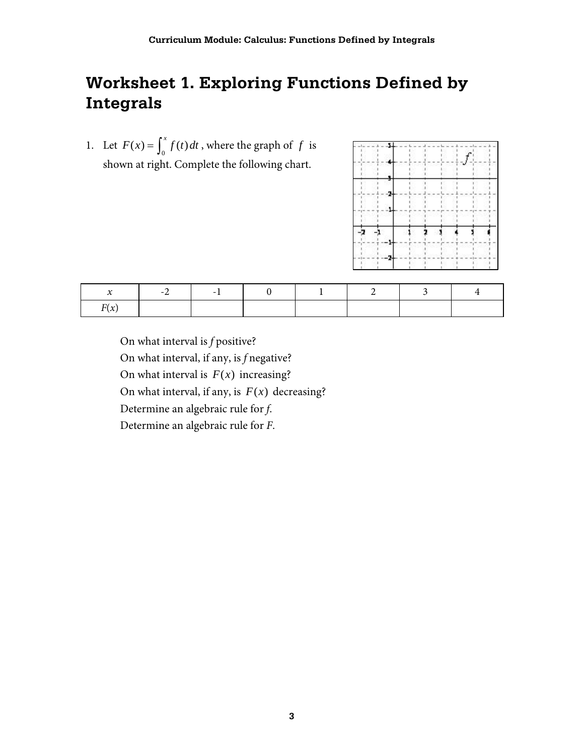# Worksheet 1. Exploring Functions Defined by Integrals

1. Let $F(x) = \int_0^x f(t)\,dt$, where the graph of $f$ is shown at right. Complete the following chart.

f

-2
-1
1
2
3
4
5
6
5
4
3
2
1
-1
-2

| $x$ | -2 | -1 | 0 | 1 | 2 | 3 | 4 |
|---|---|---|---|---|---|---|---|
| $F(x)$ | | | | | | | |

On what interval is $f$ positive?

On what interval, if any, is $f$ negative?

On what interval is $F(x)$ increasing?

On what interval, if any, is $F(x)$ decreasing?

Determine an algebraic rule for $f$.

Determine an algebraic rule for $F$.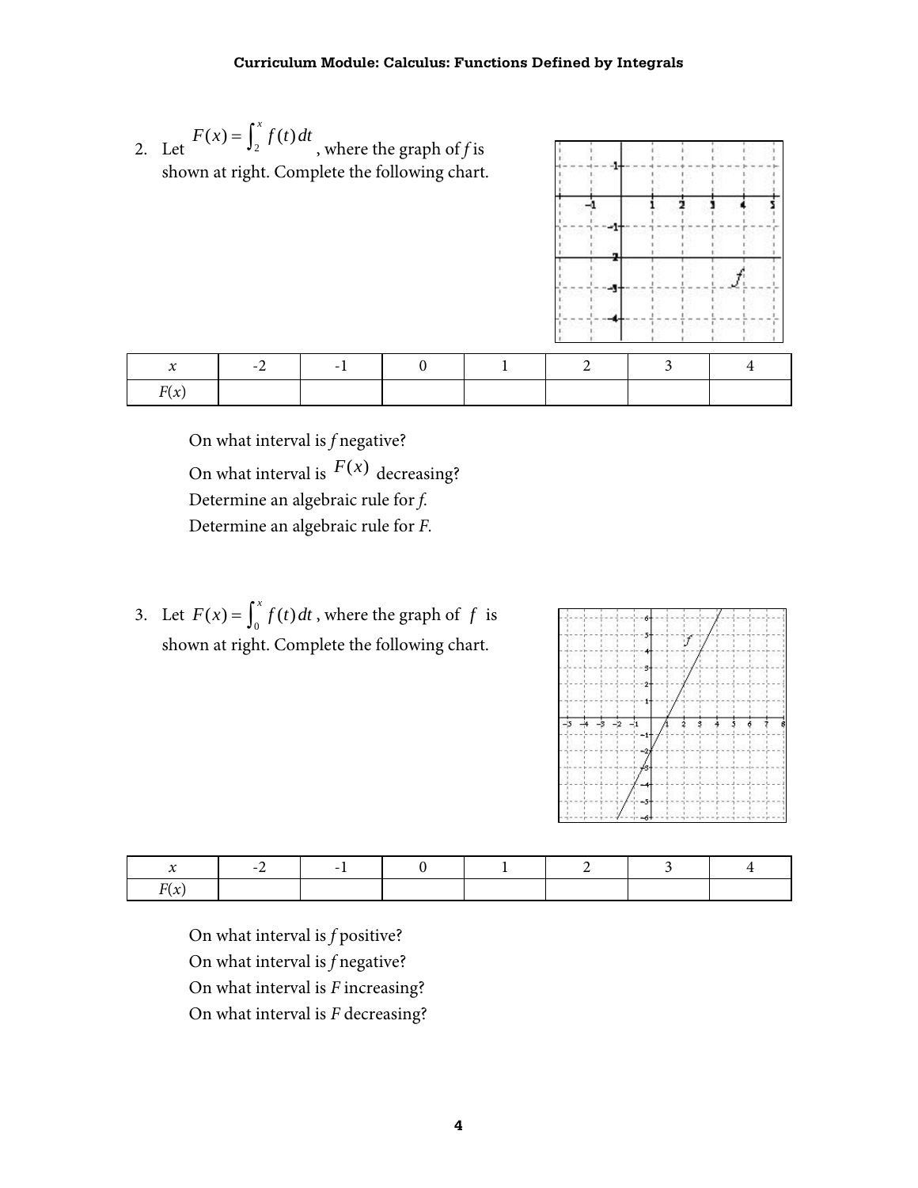2. Let $F(x) = \int_2^x f(t)\,dt$, where the graph of *f* is shown at right. Complete the following chart.

1
-1 1 2 3 4 5
-1
-2
-3
-4
*f*

| $x$ | -2 | -1 | 0 | 1 | 2 | 3 | 4 |
|---|---|---|---|---|---|---|---|
| $F(x)$ | | | | | | | |

On what interval is *f* negative?

On what interval is $F(x)$ decreasing?

Determine an algebraic rule for *f*.

Determine an algebraic rule for *F*.

3. Let $F(x) = \int_0^x f(t)\,dt$, where the graph of $f$ is shown at right. Complete the following chart.

6
5
4
3
2
1
-5 -4 -3 -2 -1 1 2 3 4 5 6 7 8
-1
-2
-3
-4
-5
-6
*f*

| $x$ | -2 | -1 | 0 | 1 | 2 | 3 | 4 |
|---|---|---|---|---|---|---|---|
| $F(x)$ | | | | | | | |

On what interval is *f* positive?

On what interval is *f* negative?

On what interval is *F* increasing?

On what interval is *F* decreasing?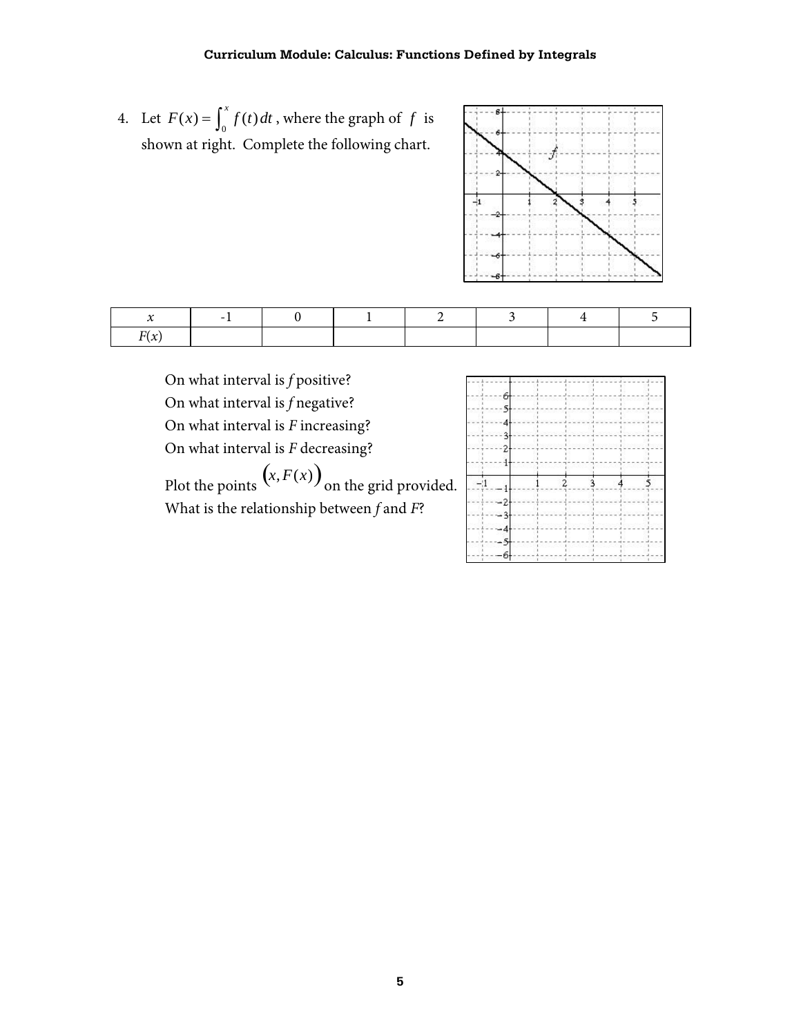4. Let $F(x) = \int_0^x f(t)\,dt$, where the graph of $f$ is shown at right. Complete the following chart.

8
6
4
2
-1
1
2
3
4
5
-2
-4
-6
-8
$f$

| $x$ | -1 | 0 | 1 | 2 | 3 | 4 | 5 |
|---|---|---|---|---|---|---|---|
| $F(x)$ | | | | | | | |

On what interval is $f$ positive?
On what interval is $f$ negative?
On what interval is $F$ increasing?
On what interval is $F$ decreasing?

Plot the points $(x, F(x))$ on the grid provided.
What is the relationship between $f$ and $F$?

6
5
4
3
2
1
-1
1
2
3
4
5
-1
-2
-3
-4
-5
-6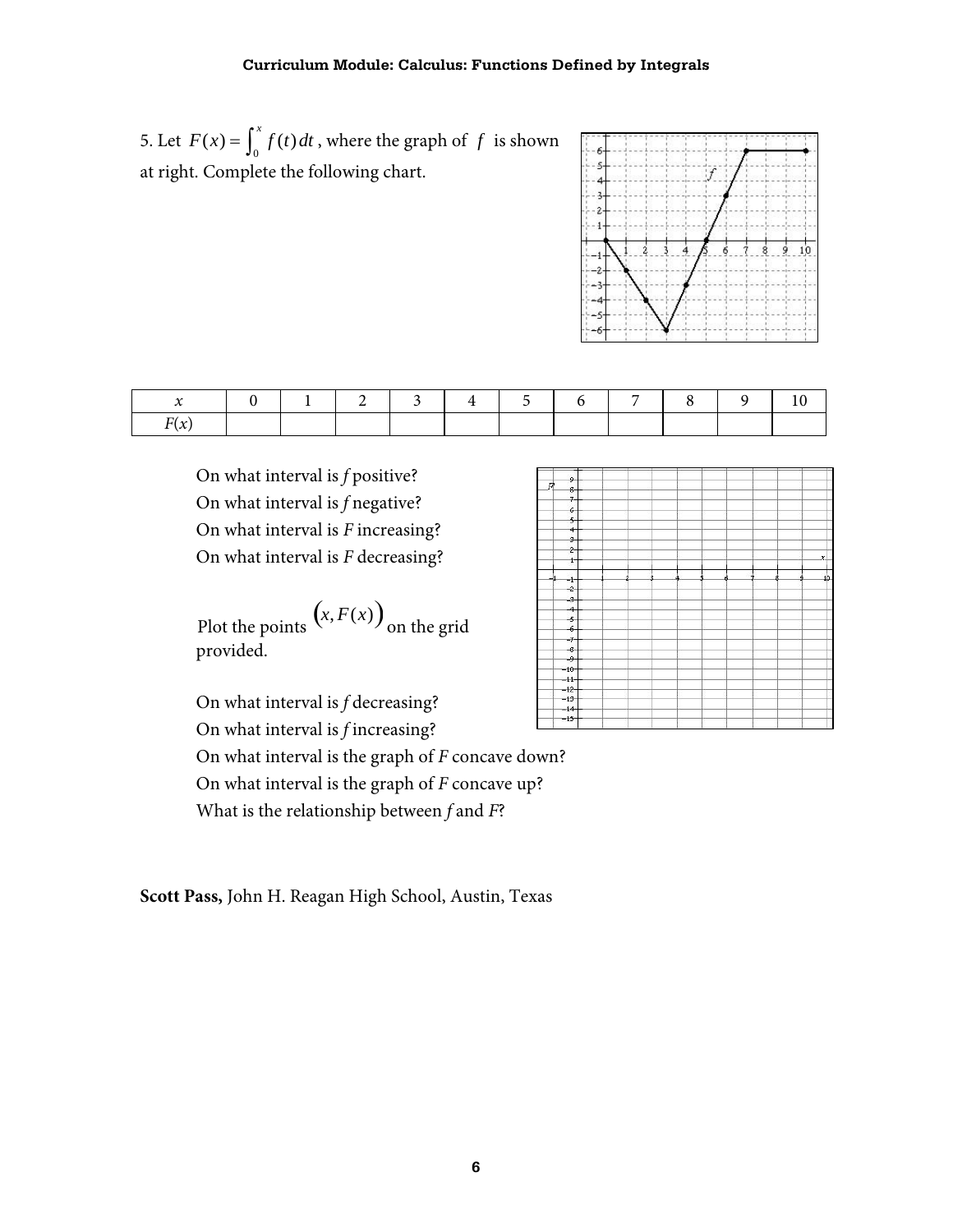5. Let $F(x) = \int_0^x f(t)\,dt$, where the graph of $f$ is shown at right. Complete the following chart.

6
5
4
3
2
1
-1
-2
-3
-4
-5
-6
1 2 3 4 5 6 7 8 9 10
f

| $x$ | 0 | 1 | 2 | 3 | 4 | 5 | 6 | 7 | 8 | 9 | 10 |
|---|---|---|---|---|---|---|---|---|---|---|---|
| $F(x)$ | | | | | | | | | | | |

On what interval is $f$ positive?
On what interval is $f$ negative?
On what interval is $F$ increasing?
On what interval is $F$ decreasing?

Plot the points $(x, F(x))$ on the grid provided.

F
9
8
7
6
5
4
3
2
1
-1
-2
-3
-4
-5
-6
-7
-8
-9
-10
-11
-12
-13
-14
-15
x
-1 1 2 3 4 5 6 7 8 9 10

On what interval is $f$ decreasing?
On what interval is $f$ increasing?
On what interval is the graph of $F$ concave down?
On what interval is the graph of $F$ concave up?
What is the relationship between $f$ and $F$?

**Scott Pass,** John H. Reagan High School, Austin, Texas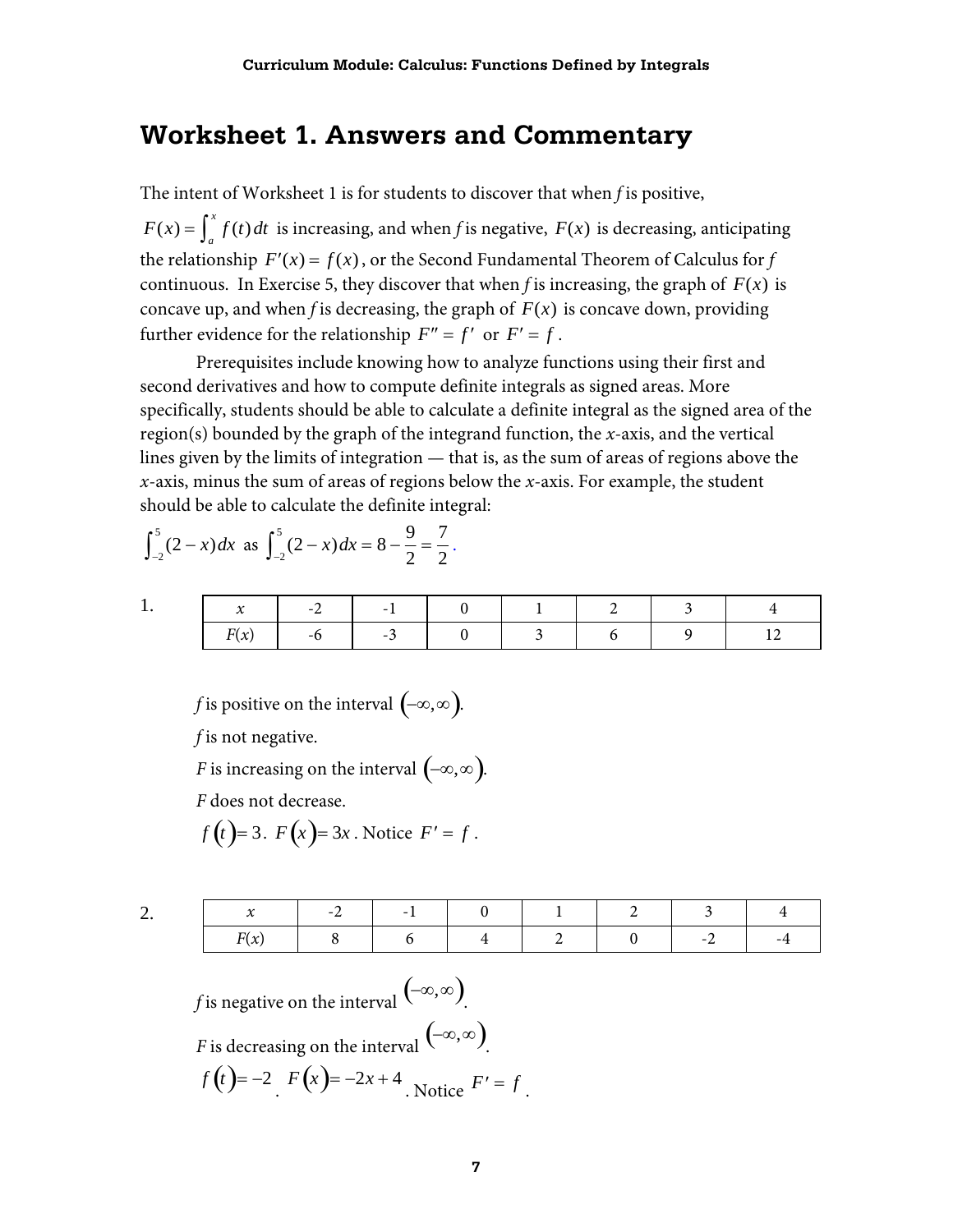# Worksheet 1. Answers and Commentary

The intent of Worksheet 1 is for students to discover that when $f$ is positive, $F(x) = \int_a^x f(t)\,dt$ is increasing, and when $f$ is negative, $F(x)$ is decreasing, anticipating the relationship $F'(x) = f(x)$, or the Second Fundamental Theorem of Calculus for $f$ continuous. In Exercise 5, they discover that when $f$ is increasing, the graph of $F(x)$ is concave up, and when $f$ is decreasing, the graph of $F(x)$ is concave down, providing further evidence for the relationship $F'' = f'$ or $F' = f$.

Prerequisites include knowing how to analyze functions using their first and second derivatives and how to compute definite integrals as signed areas. More specifically, students should be able to calculate a definite integral as the signed area of the region(s) bounded by the graph of the integrand function, the $x$-axis, and the vertical lines given by the limits of integration — that is, as the sum of areas of regions above the $x$-axis, minus the sum of areas of regions below the $x$-axis. For example, the student should be able to calculate the definite integral:

$\int_{-2}^{5} (2-x)\,dx$ as $\int_{-2}^{5} (2-x)\,dx = 8 - \frac{9}{2} = \frac{7}{2}$.

1.

| $x$ | -2 | -1 | 0 | 1 | 2 | 3 | 4 |
|---|---|---|---|---|---|---|---|
| $F(x)$ | -6 | -3 | 0 | 3 | 6 | 9 | 12 |

$f$ is positive on the interval $(-\infty, \infty)$.

$f$ is not negative.

$F$ is increasing on the interval $(-\infty, \infty)$.

$F$ does not decrease.

$f(t) = 3$. $F(x) = 3x$. Notice $F' = f$.

2.

| $x$ | -2 | -1 | 0 | 1 | 2 | 3 | 4 |
|---|---|---|---|---|---|---|---|
| $F(x)$ | 8 | 6 | 4 | 2 | 0 | -2 | -4 |

$f$ is negative on the interval $(-\infty, \infty)$.

$F$ is decreasing on the interval $(-\infty, \infty)$.

$f(t) = -2$. $F(x) = -2x + 4$. Notice $F' = f$.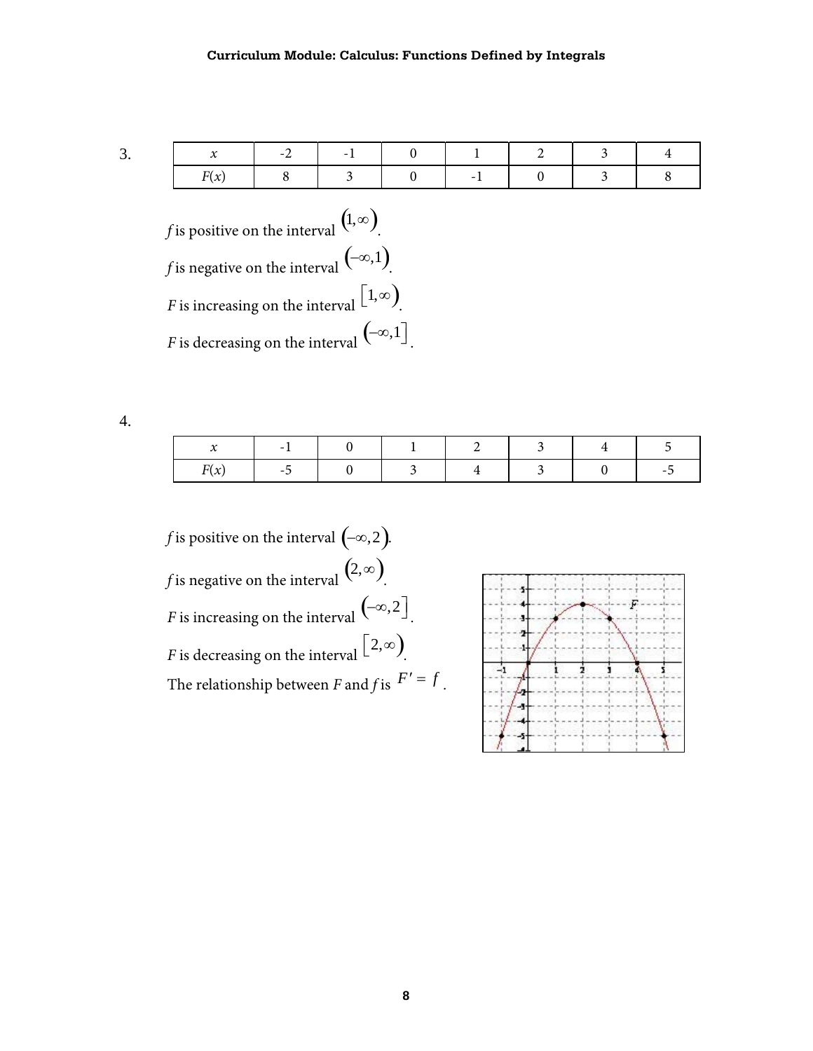3.

| $x$ | -2 | -1 | 0 | 1 | 2 | 3 | 4 |
|---|---|---|---|---|---|---|---|
| $F(x)$ | 8 | 3 | 0 | -1 | 0 | 3 | 8 |

$f$ is positive on the interval $(1,\infty)$.

$f$ is negative on the interval $(-\infty,1)$.

$F$ is increasing on the interval $[1,\infty)$.

$F$ is decreasing on the interval $(-\infty,1]$.

4.

| $x$ | -1 | 0 | 1 | 2 | 3 | 4 | 5 |
|---|---|---|---|---|---|---|---|
| $F(x)$ | -5 | 0 | 3 | 4 | 3 | 0 | -5 |

$f$ is positive on the interval $(-\infty,2)$.

$f$ is negative on the interval $(2,\infty)$.

$F$ is increasing on the interval $(-\infty,2]$.

$F$ is decreasing on the interval $[2,\infty)$.

The relationship between $F$ and $f$ is $F' = f$.

F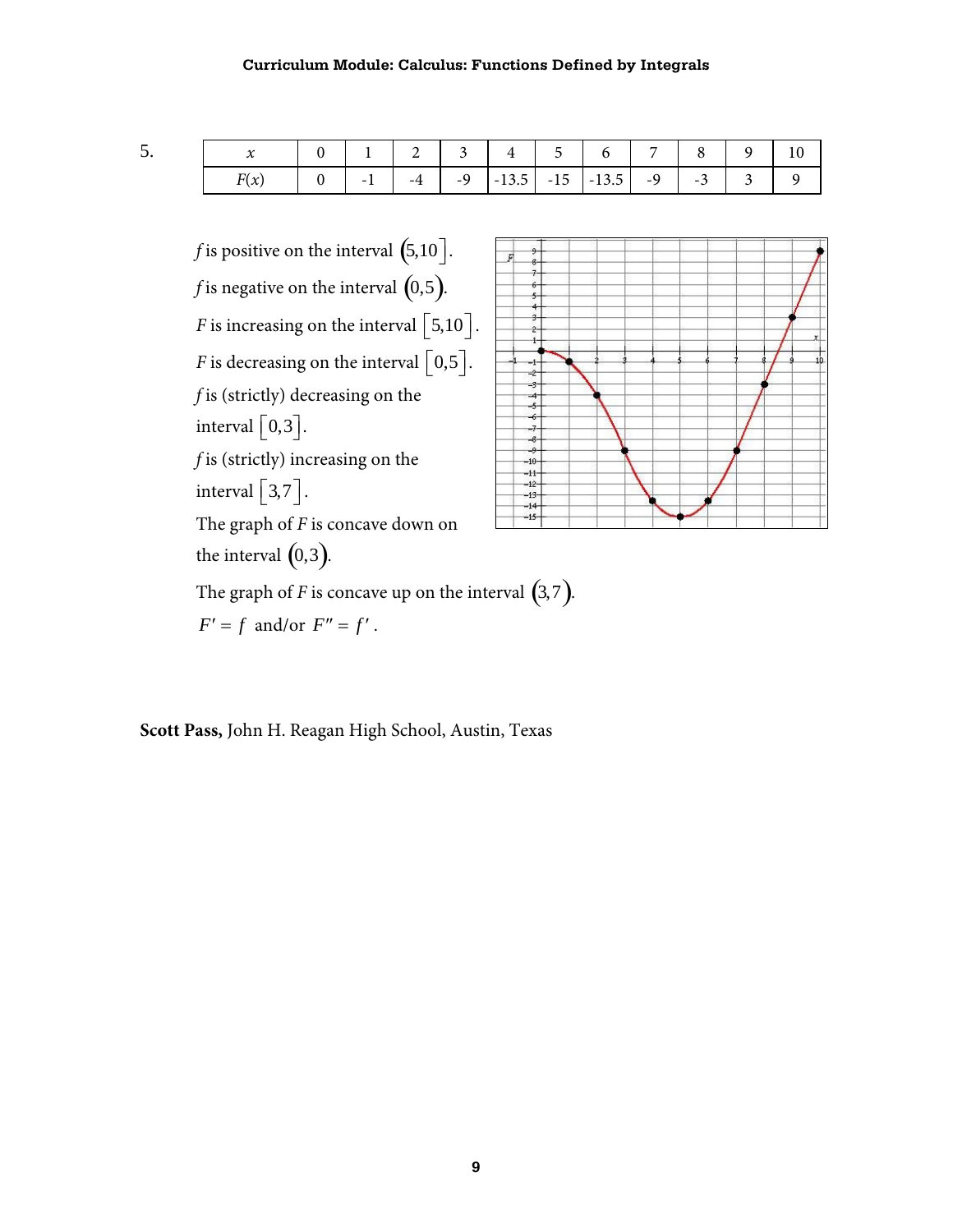5.

| $x$ | 0 | 1 | 2 | 3 | 4 | 5 | 6 | 7 | 8 | 9 | 10 |
|---|---|---|---|---|---|---|---|---|---|---|---|
| $F(x)$ | 0 | -1 | -4 | -9 | -13.5 | -15 | -13.5 | -9 | -3 | 3 | 9 |

$f$ is positive on the interval $(5,10]$.

$f$ is negative on the interval $(0,5)$.

$F$ is increasing on the interval $[5,10]$.

$F$ is decreasing on the interval $[0,5]$.

$f$ is (strictly) decreasing on the interval $[0,3]$.

$f$ is (strictly) increasing on the interval $[3,7]$.

The graph of $F$ is concave down on the interval $(0,3)$.

The graph of $F$ is concave up on the interval $(3,7)$.

$F' = f$ and/or $F'' = f'$.

F

x

**Scott Pass,** John H. Reagan High School, Austin, Texas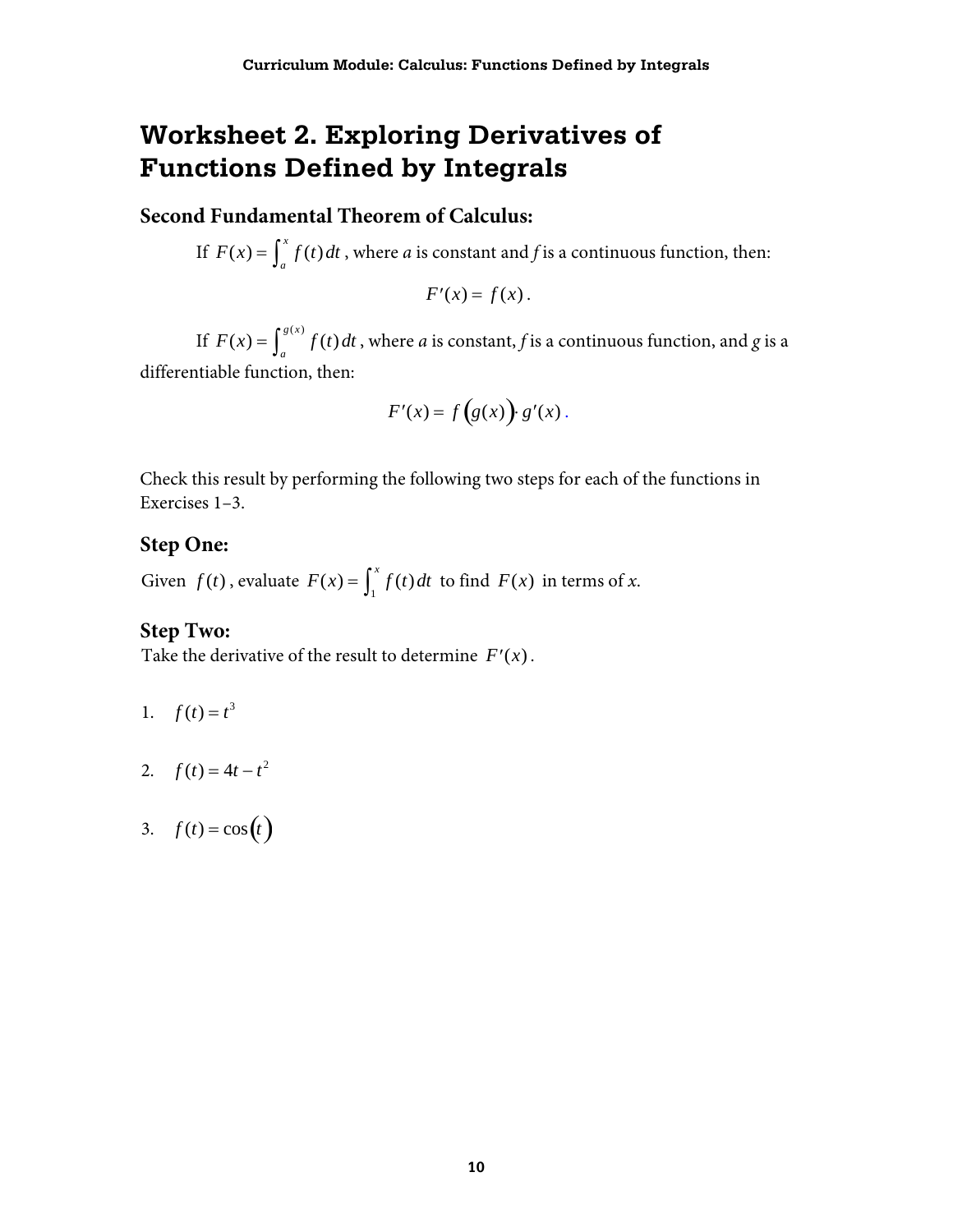# Worksheet 2. Exploring Derivatives of Functions Defined by Integrals

### Second Fundamental Theorem of Calculus:

If $F(x) = \int_a^x f(t)\,dt$, where *a* is constant and *f* is a continuous function, then:

$$F'(x) = f(x).$$

If $F(x) = \int_a^{g(x)} f(t)\,dt$, where *a* is constant, *f* is a continuous function, and *g* is a differentiable function, then:

$$F'(x) = f\left(g(x)\right) \cdot g'(x).$$

Check this result by performing the following two steps for each of the functions in Exercises 1–3.

### Step One:

Given $f(t)$, evaluate $F(x) = \int_1^x f(t)\,dt$ to find $F(x)$ in terms of *x*.

### Step Two:

Take the derivative of the result to determine $F'(x)$.

1. $f(t) = t^3$

2. $f(t) = 4t - t^2$

3. $f(t) = \cos(t)$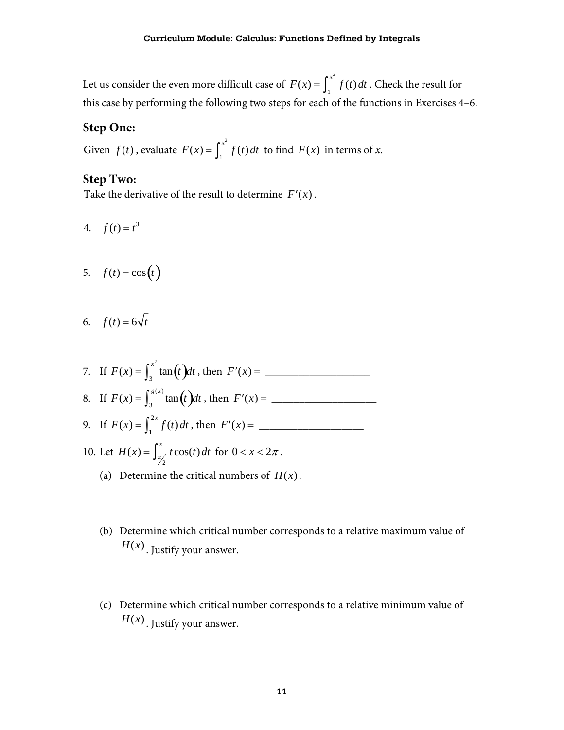Let us consider the even more difficult case of $F(x) = \int_1^{x^2} f(t)\,dt$. Check the result for this case by performing the following two steps for each of the functions in Exercises 4–6.

## Step One:

Given $f(t)$, evaluate $F(x) = \int_1^{x^2} f(t)\,dt$ to find $F(x)$ in terms of *x*.

## Step Two:

Take the derivative of the result to determine $F'(x)$.

4. $f(t) = t^3$

5. $f(t) = \cos(t)$

6. $f(t) = 6\sqrt{t}$

7. If $F(x) = \int_3^{x^2} \tan(t)\,dt$, then $F'(x) =$ ____________________

8. If $F(x) = \int_3^{g(x)} \tan(t)\,dt$, then $F'(x) =$ ____________________

9. If $F(x) = \int_1^{2x} f(t)\,dt$, then $F'(x) =$ ____________________

10. Let $H(x) = \int_{\pi/2}^{x} t\cos(t)\,dt$ for $0 < x < 2\pi$.

    (a) Determine the critical numbers of $H(x)$.

    (b) Determine which critical number corresponds to a relative maximum value of $H(x)$. Justify your answer.

    (c) Determine which critical number corresponds to a relative minimum value of $H(x)$. Justify your answer.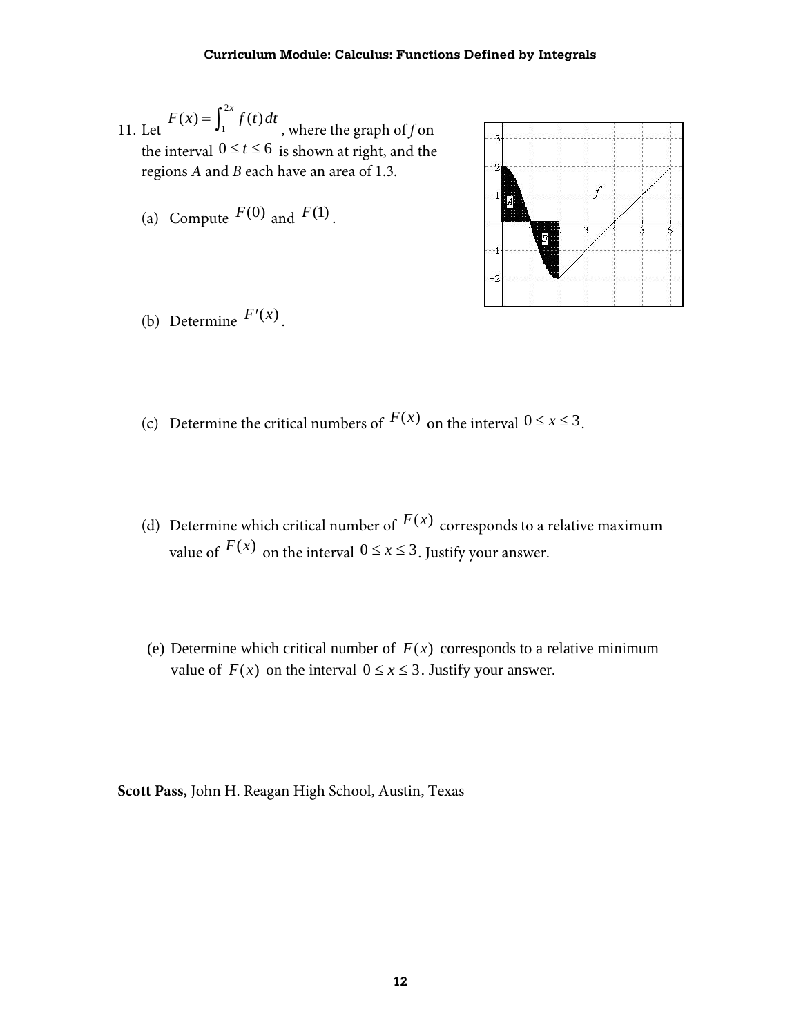11. Let $F(x) = \int_1^{2x} f(t)\,dt$, where the graph of $f$ on the interval $0 \le t \le 6$ is shown at right, and the regions $A$ and $B$ each have an area of 1.3.

3
2
1
A
1
B
3
4
5
6
f
−1
−2

(a) Compute $F(0)$ and $F(1)$.

(b) Determine $F'(x)$.

(c) Determine the critical numbers of $F(x)$ on the interval $0 \le x \le 3$.

(d) Determine which critical number of $F(x)$ corresponds to a relative maximum value of $F(x)$ on the interval $0 \le x \le 3$. Justify your answer.

(e) Determine which critical number of $F(x)$ corresponds to a relative minimum value of $F(x)$ on the interval $0 \le x \le 3$. Justify your answer.

**Scott Pass,** John H. Reagan High School, Austin, Texas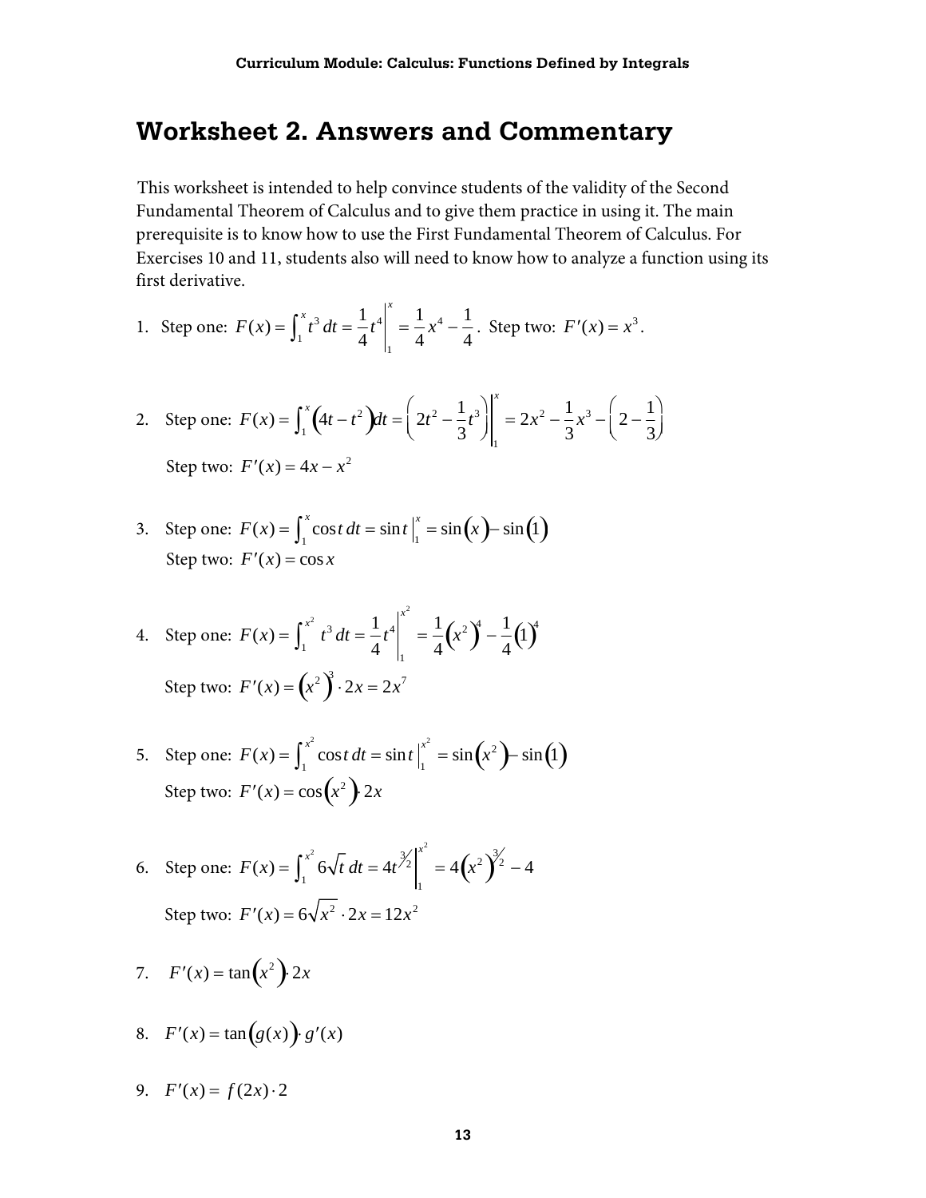# Worksheet 2. Answers and Commentary

This worksheet is intended to help convince students of the validity of the Second Fundamental Theorem of Calculus and to give them practice in using it. The main prerequisite is to know how to use the First Fundamental Theorem of Calculus. For Exercises 10 and 11, students also will need to know how to analyze a function using its first derivative.

1. Step one: $F(x) = \int_1^x t^3\,dt = \frac{1}{4}t^4\Big|_1^x = \frac{1}{4}x^4 - \frac{1}{4}$. Step two: $F'(x) = x^3$.

2. Step one: $F(x) = \int_1^x \left(4t - t^2\right)dt = \left(2t^2 - \frac{1}{3}t^3\right)\Big|_1^x = 2x^2 - \frac{1}{3}x^3 - \left(2 - \frac{1}{3}\right)$

   Step two: $F'(x) = 4x - x^2$

3. Step one: $F(x) = \int_1^x \cos t\,dt = \sin t\,\Big|_1^x = \sin(x) - \sin(1)$

   Step two: $F'(x) = \cos x$

4. Step one: $F(x) = \int_1^{x^2} t^3\,dt = \frac{1}{4}t^4\Big|_1^{x^2} = \frac{1}{4}\left(x^2\right)^4 - \frac{1}{4}(1)^4$

   Step two: $F'(x) = \left(x^2\right)^3 \cdot 2x = 2x^7$

5. Step one: $F(x) = \int_1^{x^2} \cos t\,dt = \sin t\,\Big|_1^{x^2} = \sin\left(x^2\right) - \sin(1)$

   Step two: $F'(x) = \cos\left(x^2\right) \cdot 2x$

6. Step one: $F(x) = \int_1^{x^2} 6\sqrt{t}\,dt = 4t^{3/2}\Big|_1^{x^2} = 4\left(x^2\right)^{3/2} - 4$

   Step two: $F'(x) = 6\sqrt{x^2} \cdot 2x = 12x^2$

7. $F'(x) = \tan\left(x^2\right) \cdot 2x$

8. $F'(x) = \tan\left(g(x)\right) \cdot g'(x)$

9. $F'(x) = f(2x) \cdot 2$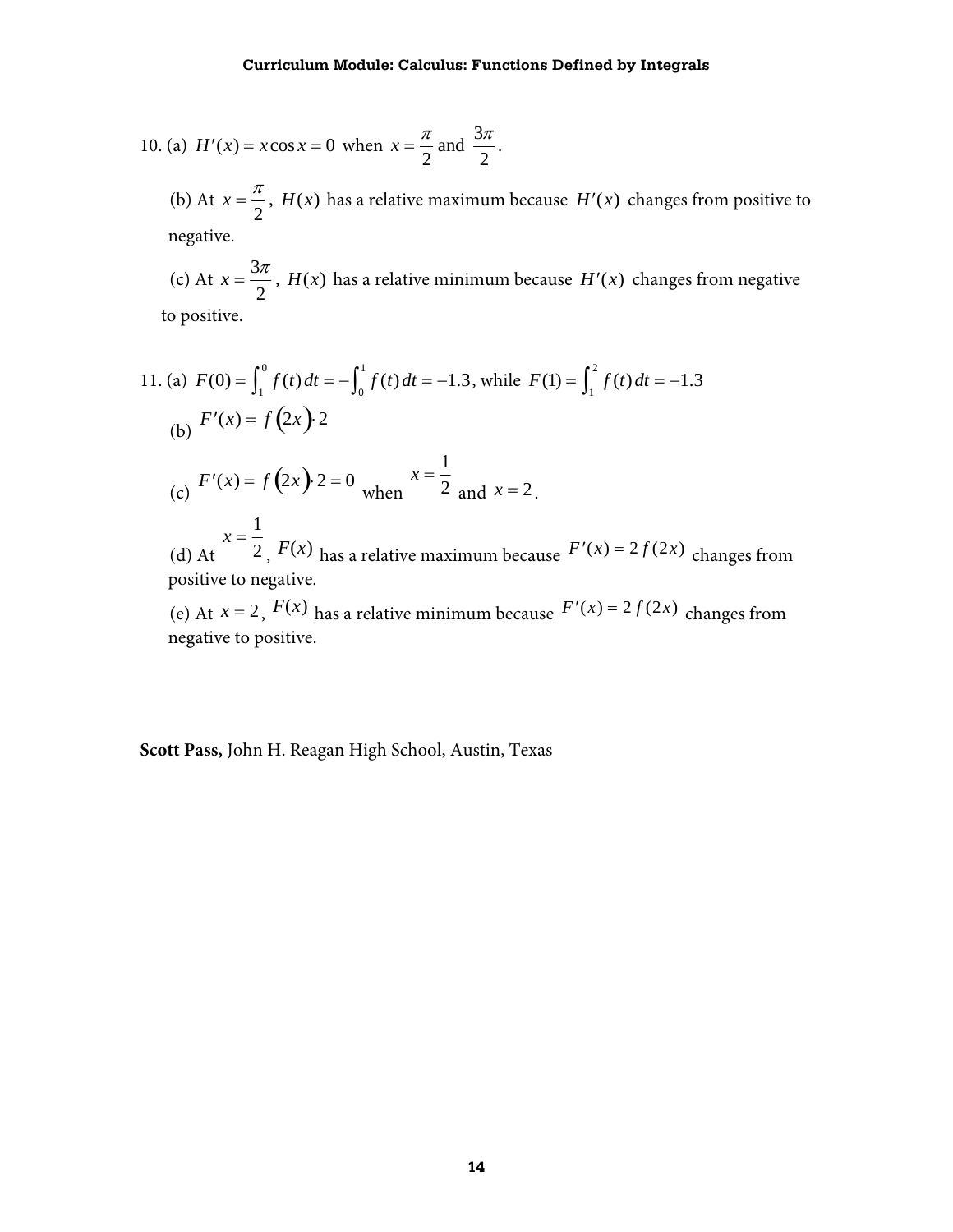10. (a) $H'(x) = x\cos x = 0$ when $x = \frac{\pi}{2}$ and $\frac{3\pi}{2}$.

(b) At $x = \frac{\pi}{2}$, $H(x)$ has a relative maximum because $H'(x)$ changes from positive to negative.

(c) At $x = \frac{3\pi}{2}$, $H(x)$ has a relative minimum because $H'(x)$ changes from negative to positive.

11. (a) $F(0) = \int_1^0 f(t)\,dt = -\int_0^1 f(t)\,dt = -1.3$, while $F(1) = \int_1^2 f(t)\,dt = -1.3$

(b) $F'(x) = f(2x) \cdot 2$

(c) $F'(x) = f(2x) \cdot 2 = 0$ when $x = \frac{1}{2}$ and $x = 2$.

(d) At $x = \frac{1}{2}$, $F(x)$ has a relative maximum because $F'(x) = 2f(2x)$ changes from positive to negative.

(e) At $x = 2$, $F(x)$ has a relative minimum because $F'(x) = 2f(2x)$ changes from negative to positive.

**Scott Pass,** John H. Reagan High School, Austin, Texas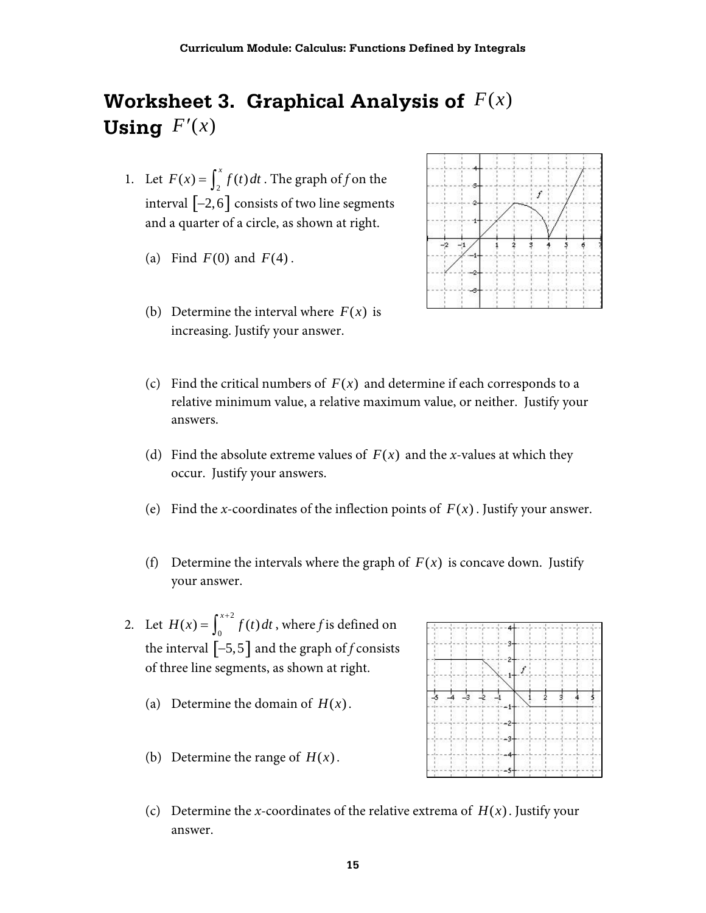# Worksheet 3. Graphical Analysis of $F(x)$ Using $F'(x)$

1. Let $F(x) = \int_2^x f(t)\,dt$. The graph of *f* on the interval $[-2, 6]$ consists of two line segments and a quarter of a circle, as shown at right.

   (a) Find $F(0)$ and $F(4)$.

   (b) Determine the interval where $F(x)$ is increasing. Justify your answer.

   (c) Find the critical numbers of $F(x)$ and determine if each corresponds to a relative minimum value, a relative maximum value, or neither. Justify your answers.

   (d) Find the absolute extreme values of $F(x)$ and the *x*-values at which they occur. Justify your answers.

   (e) Find the *x*-coordinates of the inflection points of $F(x)$. Justify your answer.

   (f) Determine the intervals where the graph of $F(x)$ is concave down. Justify your answer.

2. Let $H(x) = \int_0^{x+2} f(t)\,dt$, where *f* is defined on the interval $[-5, 5]$ and the graph of *f* consists of three line segments, as shown at right.

   (a) Determine the domain of $H(x)$.

   (b) Determine the range of $H(x)$.

   (c) Determine the *x*-coordinates of the relative extrema of $H(x)$. Justify your answer.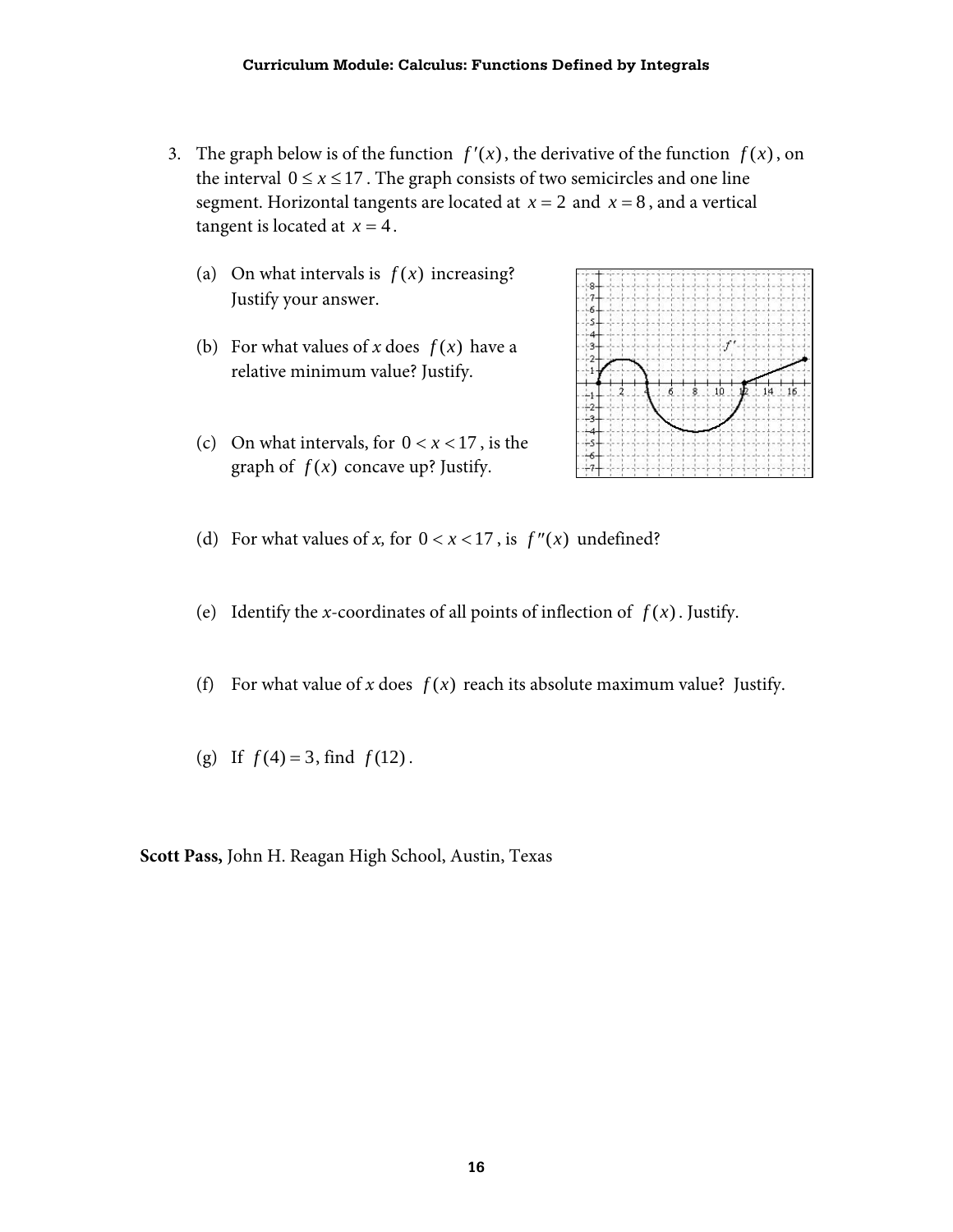3. The graph below is of the function $f'(x)$, the derivative of the function $f(x)$, on the interval $0 \le x \le 17$. The graph consists of two semicircles and one line segment. Horizontal tangents are located at $x = 2$ and $x = 8$, and a vertical tangent is located at $x = 4$.

   (a) On what intervals is $f(x)$ increasing? Justify your answer.

   (b) For what values of $x$ does $f(x)$ have a relative minimum value? Justify.

   (c) On what intervals, for $0 < x < 17$, is the graph of $f(x)$ concave up? Justify.

   8
   7
   6
   5
   4
   3
   2
   1
   -1
   -2
   -3
   -4
   -5
   -6
   -7
   2
   6
   8
   10
   12
   14
   16
   $f'$

   (d) For what values of $x$, for $0 < x < 17$, is $f''(x)$ undefined?

   (e) Identify the $x$-coordinates of all points of inflection of $f(x)$. Justify.

   (f) For what value of $x$ does $f(x)$ reach its absolute maximum value? Justify.

   (g) If $f(4) = 3$, find $f(12)$.

**Scott Pass,** John H. Reagan High School, Austin, Texas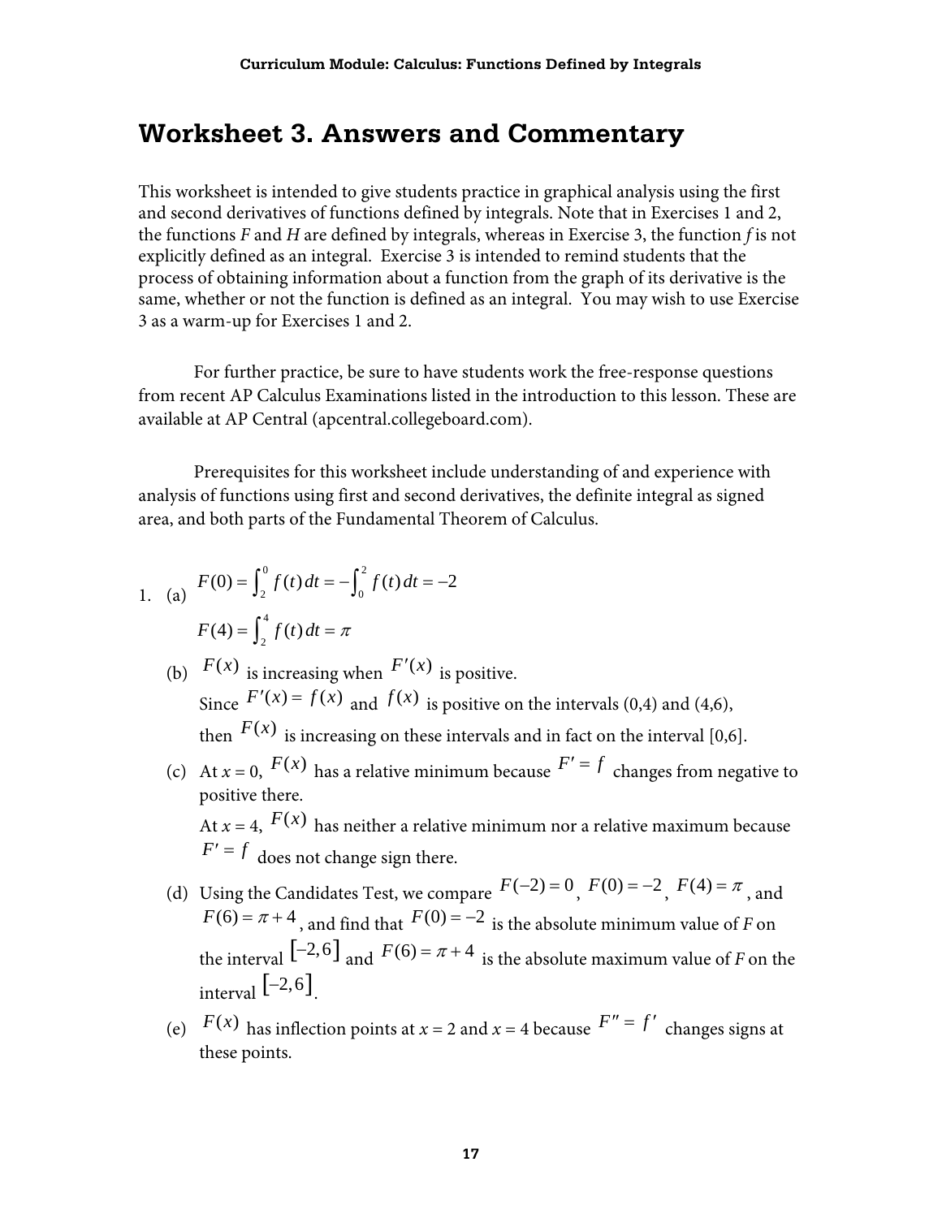## Worksheet 3. Answers and Commentary

This worksheet is intended to give students practice in graphical analysis using the first and second derivatives of functions defined by integrals. Note that in Exercises 1 and 2, the functions *F* and *H* are defined by integrals, whereas in Exercise 3, the function *f* is not explicitly defined as an integral. Exercise 3 is intended to remind students that the process of obtaining information about a function from the graph of its derivative is the same, whether or not the function is defined as an integral. You may wish to use Exercise 3 as a warm-up for Exercises 1 and 2.

For further practice, be sure to have students work the free-response questions from recent AP Calculus Examinations listed in the introduction to this lesson. These are available at AP Central (apcentral.collegeboard.com).

Prerequisites for this worksheet include understanding of and experience with analysis of functions using first and second derivatives, the definite integral as signed area, and both parts of the Fundamental Theorem of Calculus.

1. (a) $F(0) = \int_2^0 f(t)\,dt = -\int_0^2 f(t)\,dt = -2$

   $F(4) = \int_2^4 f(t)\,dt = \pi$

   (b) $F(x)$ is increasing when $F'(x)$ is positive.
   Since $F'(x) = f(x)$ and $f(x)$ is positive on the intervals (0,4) and (4,6), then $F(x)$ is increasing on these intervals and in fact on the interval [0,6].

   (c) At $x = 0$, $F(x)$ has a relative minimum because $F' = f$ changes from negative to positive there.
   At $x = 4$, $F(x)$ has neither a relative minimum nor a relative maximum because $F' = f$ does not change sign there.

   (d) Using the Candidates Test, we compare $F(-2) = 0$, $F(0) = -2$, $F(4) = \pi$, and $F(6) = \pi + 4$, and find that $F(0) = -2$ is the absolute minimum value of *F* on the interval $[-2, 6]$ and $F(6) = \pi + 4$ is the absolute maximum value of *F* on the interval $[-2, 6]$.

   (e) $F(x)$ has inflection points at $x = 2$ and $x = 4$ because $F'' = f'$ changes signs at these points.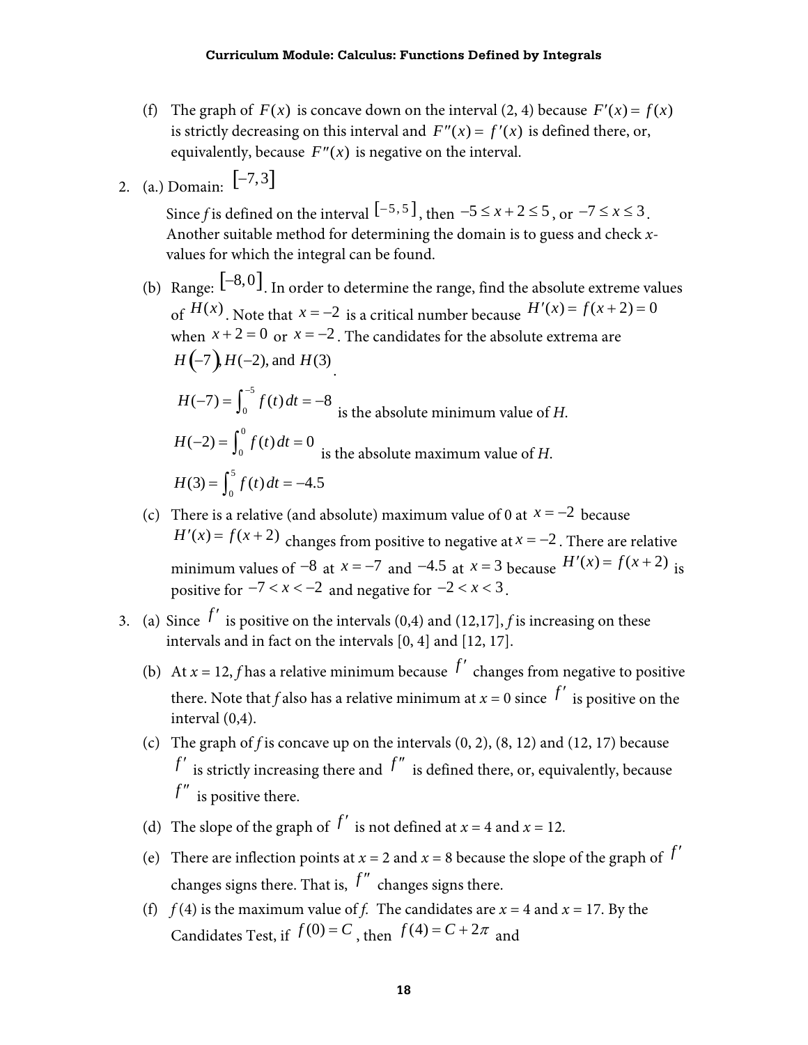(f) The graph of $F(x)$ is concave down on the interval (2, 4) because $F'(x) = f(x)$ is strictly decreasing on this interval and $F''(x) = f'(x)$ is defined there, or, equivalently, because $F''(x)$ is negative on the interval.

2. (a.) Domain: $[-7, 3]$

   Since $f$ is defined on the interval $[-5, 5]$, then $-5 \le x + 2 \le 5$, or $-7 \le x \le 3$. Another suitable method for determining the domain is to guess and check $x$-values for which the integral can be found.

   (b) Range: $[-8, 0]$. In order to determine the range, find the absolute extreme values of $H(x)$. Note that $x = -2$ is a critical number because $H'(x) = f(x+2) = 0$ when $x + 2 = 0$ or $x = -2$. The candidates for the absolute extrema are $H(-7), H(-2)$, and $H(3)$.

   $H(-7) = \int_0^{-5} f(t)\,dt = -8$ is the absolute minimum value of $H$.

   $H(-2) = \int_0^{0} f(t)\,dt = 0$ is the absolute maximum value of $H$.

   $H(3) = \int_0^{5} f(t)\,dt = -4.5$

   (c) There is a relative (and absolute) maximum value of 0 at $x = -2$ because $H'(x) = f(x+2)$ changes from positive to negative at $x = -2$. There are relative minimum values of $-8$ at $x = -7$ and $-4.5$ at $x = 3$ because $H'(x) = f(x+2)$ is positive for $-7 < x < -2$ and negative for $-2 < x < 3$.

3. (a) Since $f'$ is positive on the intervals (0,4) and (12,17], $f$ is increasing on these intervals and in fact on the intervals [0, 4] and [12, 17].

   (b) At $x = 12$, $f$ has a relative minimum because $f'$ changes from negative to positive there. Note that $f$ also has a relative minimum at $x = 0$ since $f'$ is positive on the interval (0,4).

   (c) The graph of $f$ is concave up on the intervals (0, 2), (8, 12) and (12, 17) because $f'$ is strictly increasing there and $f''$ is defined there, or, equivalently, because $f''$ is positive there.

   (d) The slope of the graph of $f'$ is not defined at $x = 4$ and $x = 12$.

   (e) There are inflection points at $x = 2$ and $x = 8$ because the slope of the graph of $f'$ changes signs there. That is, $f''$ changes signs there.

   (f) $f(4)$ is the maximum value of $f$. The candidates are $x = 4$ and $x = 17$. By the Candidates Test, if $f(0) = C$, then $f(4) = C + 2\pi$ and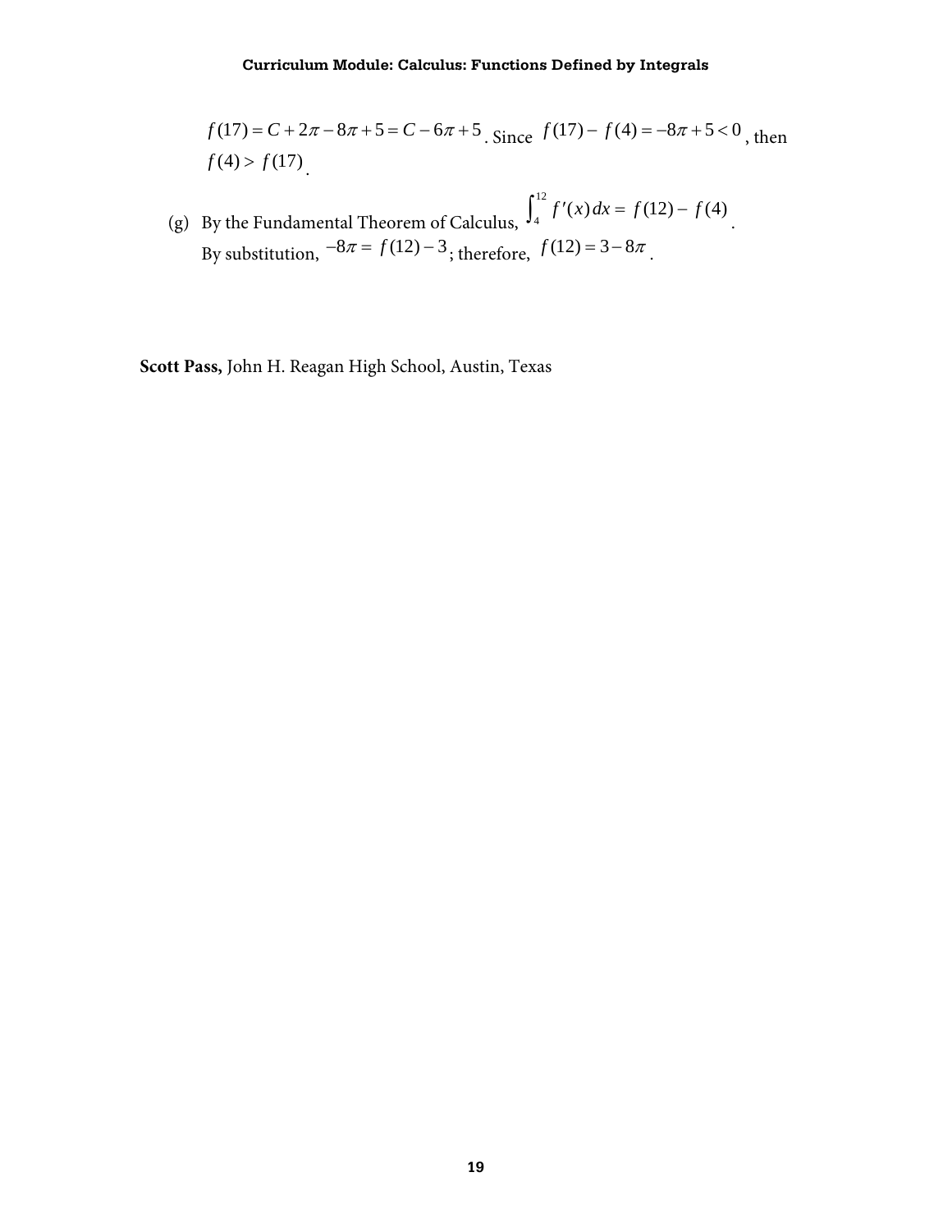$f(17) = C + 2\pi - 8\pi + 5 = C - 6\pi + 5$. Since $f(17) - f(4) = -8\pi + 5 < 0$, then $f(4) > f(17)$.

(g) By the Fundamental Theorem of Calculus, $\int_4^{12} f'(x)\,dx = f(12) - f(4)$.
By substitution, $-8\pi = f(12) - 3$; therefore, $f(12) = 3 - 8\pi$.

**Scott Pass,** John H. Reagan High School, Austin, Texas